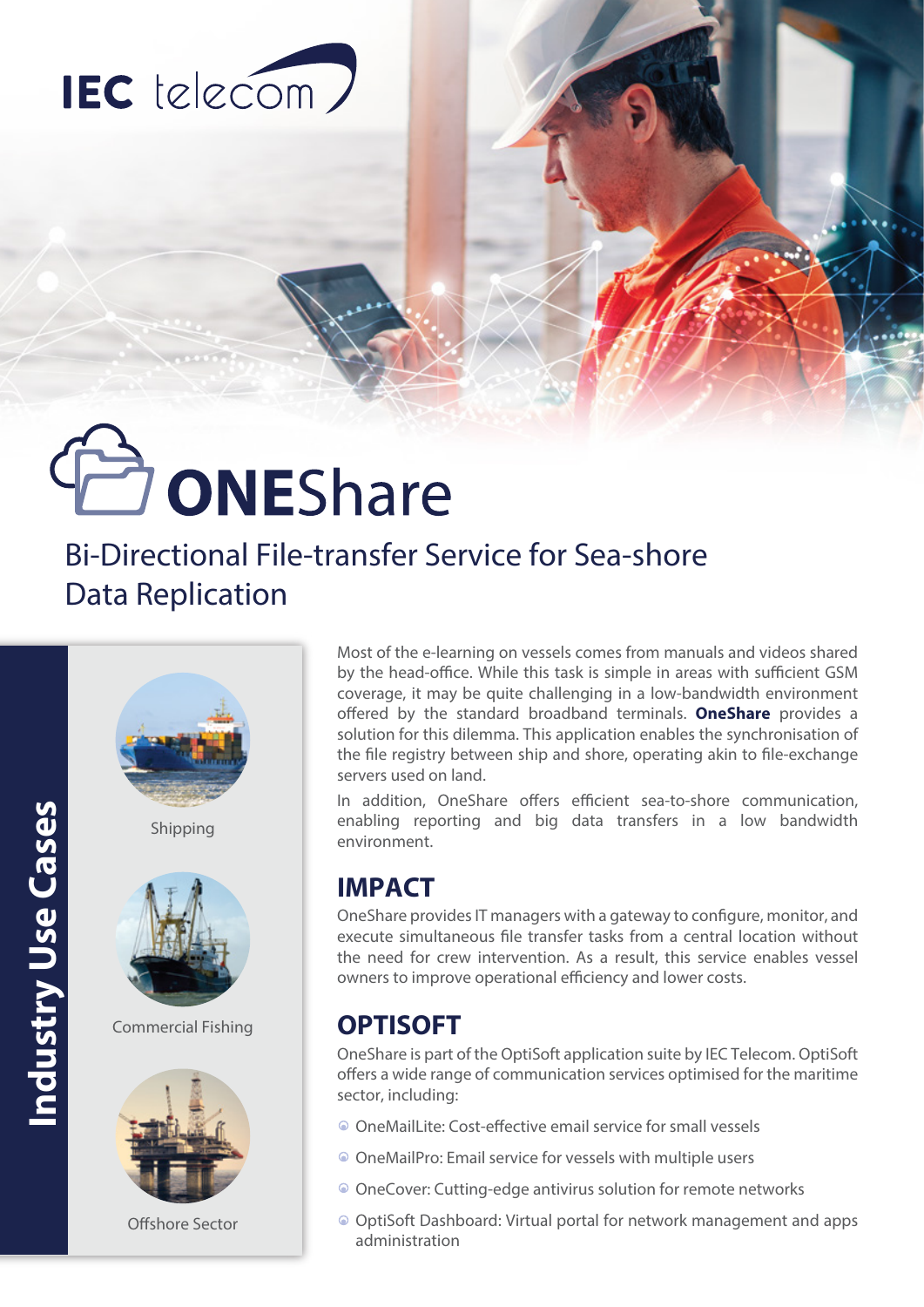IEC telecom

# ONEShare

## Bi-Directional File-transfer Service for Sea-shore Data Replication

**Industry Use Cases**

Shipping

Commercial Fishing

Offshore Sector

Most of the e-learning on vessels comes from manuals and videos shared by the head-office. While this task is simple in areas with sufficient GSM coverage, it may be quite challenging in a low-bandwidth environment offered by the standard broadband terminals. **OneShare** provides a solution for this dilemma. This application enables the synchronisation of the file registry between ship and shore, operating akin to file-exchange servers used on land.

In addition, OneShare offers efficient sea-to-shore communication, enabling reporting and big data transfers in a low bandwidth environment.

## IMPACT

OneShare provides IT managers with a gateway to configure, monitor, and execute simultaneous file transfer tasks from a central location without the need for crew intervention. As a result, this service enables vessel owners to improve operational efficiency and lower costs.

## OPTISOFT

OneShare is part of the OptiSoft application suite by IEC Telecom. OptiSoft offers a wide range of communication services optimised for the maritime sector, including:

- OneMailLite: Cost-effective email service for small vessels
- OneMailPro: Email service for vessels with multiple users
- OneCover: Cutting-edge antivirus solution for remote networks
- OptiSoft Dashboard: Virtual portal for network management and apps administration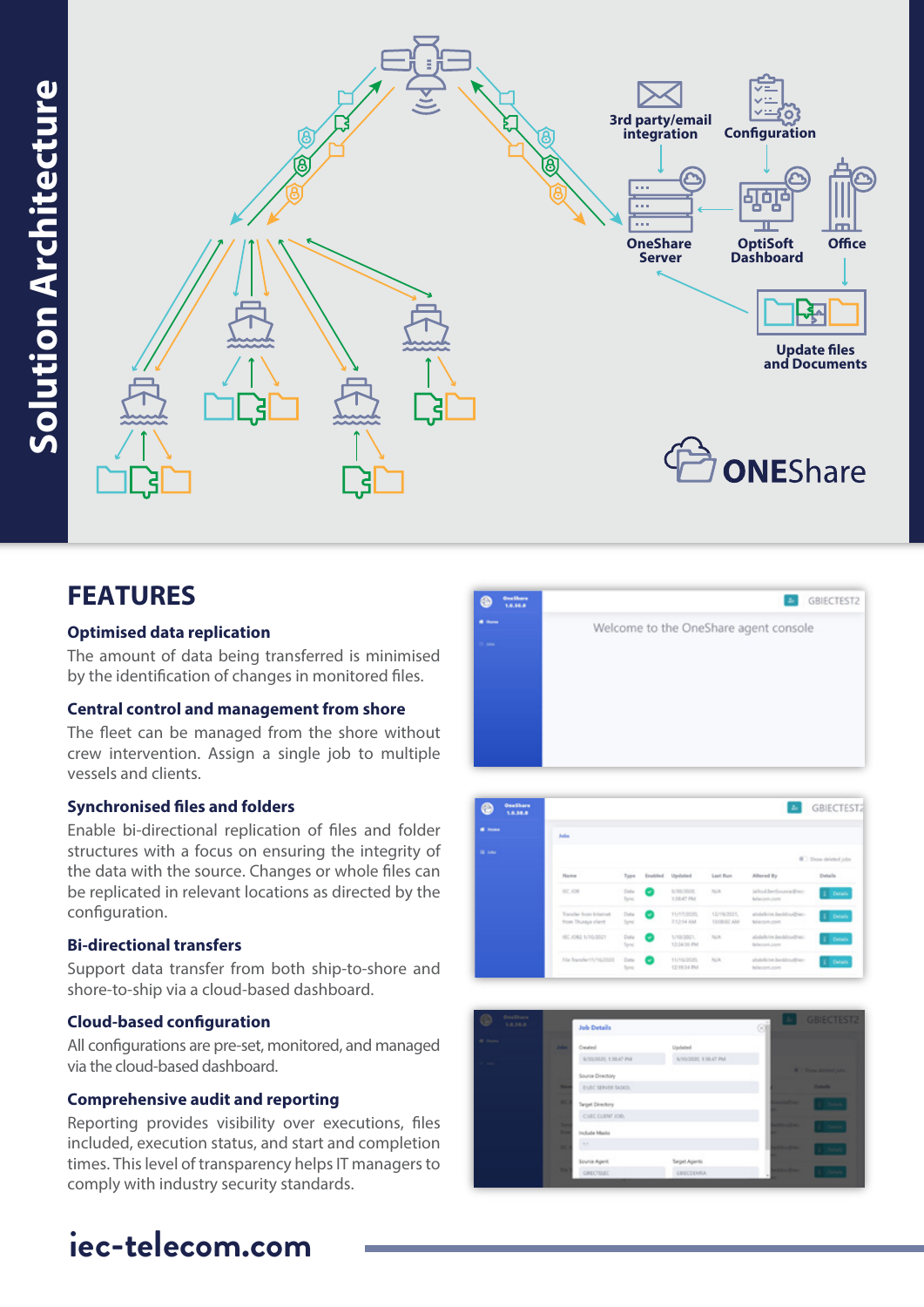# Solution Architecture

3rd party/email integration

Configuration

OneShare Server

OptiSoft Dashboard

Office

Update files and Documents

ONEShare

## FEATURES

### Optimised data replication

The amount of data being transferred is minimised by the identification of changes in monitored files.

### Central control and management from shore

The fleet can be managed from the shore without crew intervention. Assign a single job to multiple vessels and clients.

### Synchronised files and folders

Enable bi-directional replication of files and folder structures with a focus on ensuring the integrity of the data with the source. Changes or whole files can be replicated in relevant locations as directed by the configuration.

### Bi-directional transfers

Support data transfer from both ship-to-shore and shore-to-ship via a cloud-based dashboard.

### Cloud-based configuration

All configurations are pre-set, monitored, and managed via the cloud-based dashboard.

### Comprehensive audit and reporting

Reporting provides visibility over executions, files included, execution status, and start and completion times. This level of transparency helps IT managers to comply with industry security standards.

GBIECTEST2

Welcome to the OneShare agent console

**iec-telecom.com**